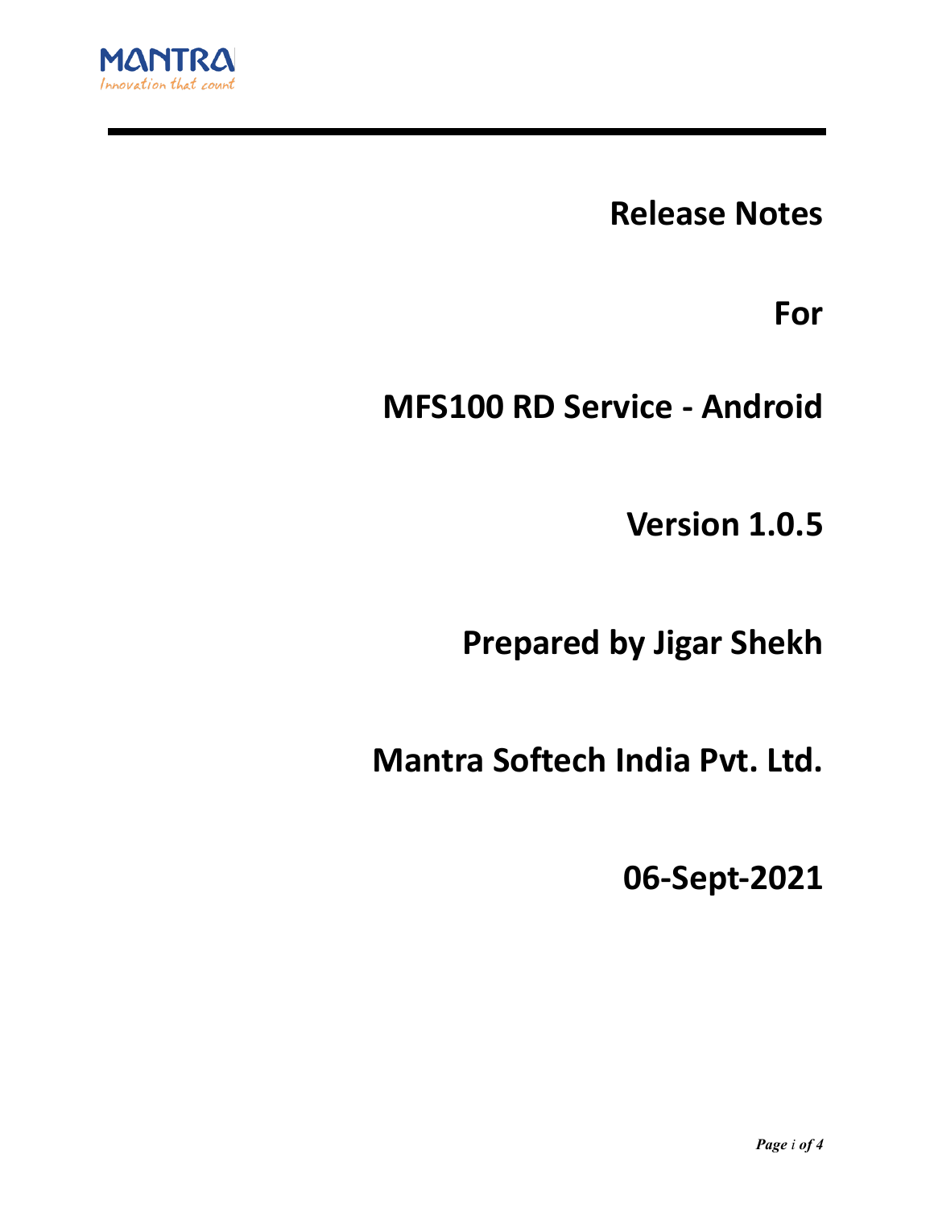MANTRA

*Innovation that count*

# Release Notes

# For

# MFS100 RD Service - Android

# Version 1.0.5

# Prepared by Jigar Shekh

# Mantra Softech India Pvt. Ltd.

# 06-Sept-2021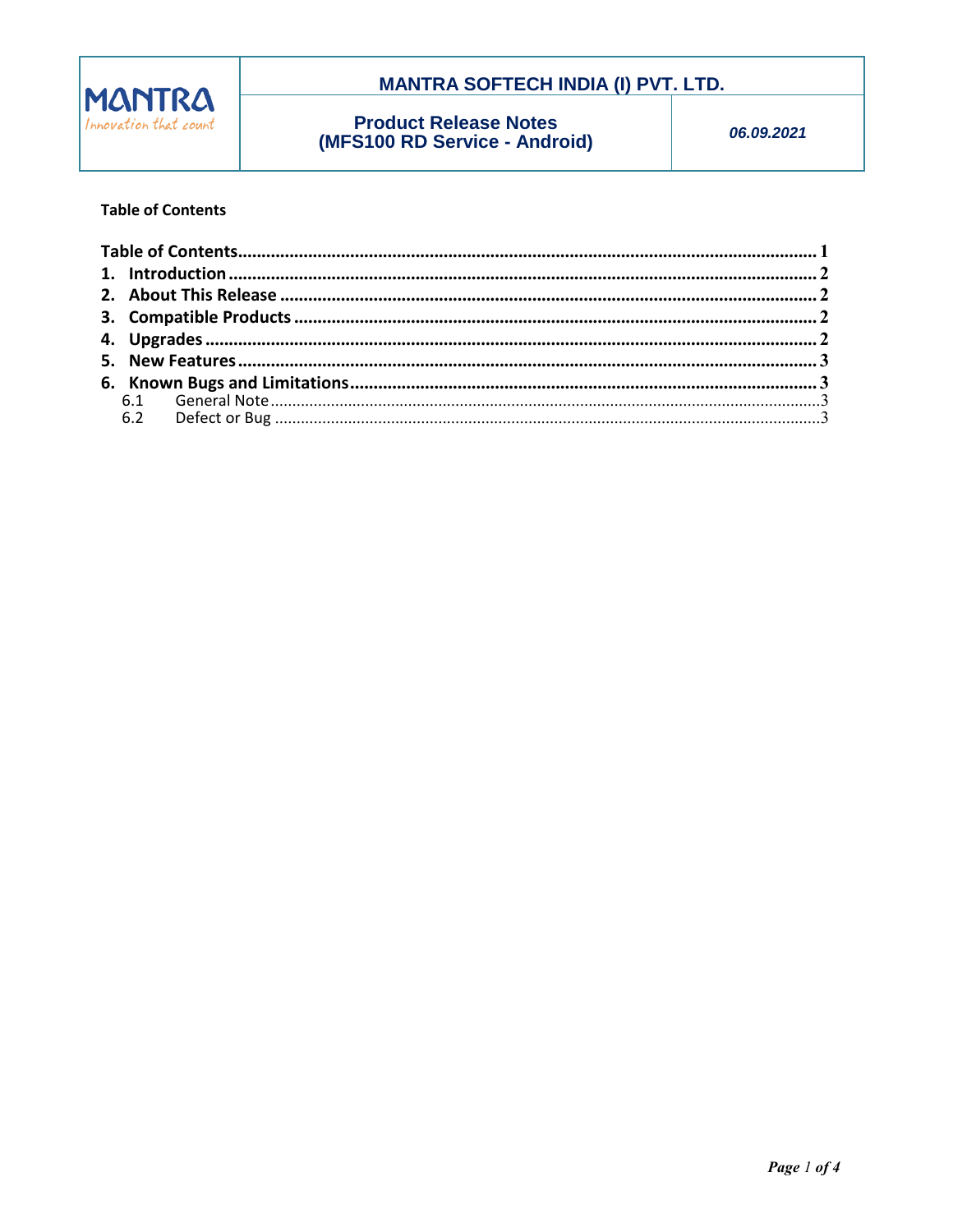| MANTRA Innovation that count | MANTRA SOFTECH INDIA (I) PVT. LTD. | |
|---|---|---|
| | Product Release Notes (MFS100 RD Service - Android) | 06.09.2021 |

**Table of Contents**

- Table of Contents ........ 1
- 1. Introduction ........ 2
- 2. About This Release ........ 2
- 3. Compatible Products ........ 2
- 4. Upgrades ........ 2
- 5. New Features ........ 3
- 6. Known Bugs and Limitations ........ 3
  - 6.1 General Note ........ 3
  - 6.2 Defect or Bug ........ 3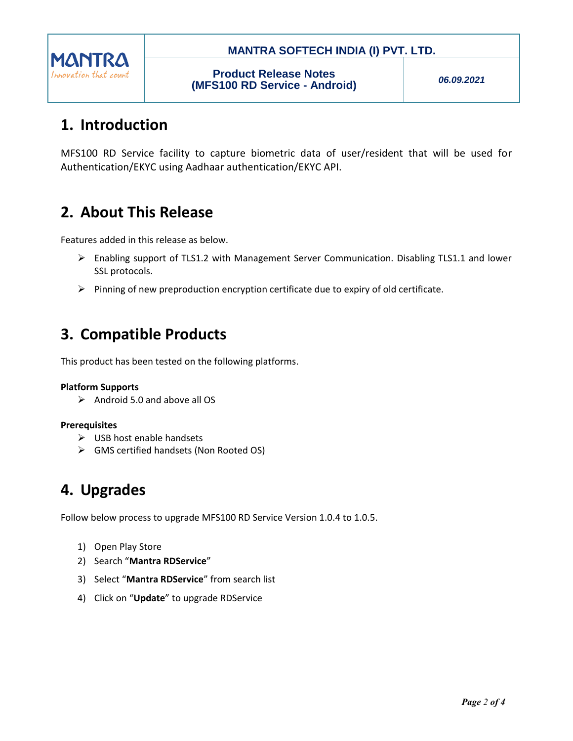## 1. Introduction

MFS100 RD Service facility to capture biometric data of user/resident that will be used for Authentication/EKYC using Aadhaar authentication/EKYC API.

## 2. About This Release

Features added in this release as below.

- Enabling support of TLS1.2 with Management Server Communication. Disabling TLS1.1 and lower SSL protocols.
- Pinning of new preproduction encryption certificate due to expiry of old certificate.

## 3. Compatible Products

This product has been tested on the following platforms.

**Platform Supports**

- Android 5.0 and above all OS

**Prerequisites**

- USB host enable handsets
- GMS certified handsets (Non Rooted OS)

## 4. Upgrades

Follow below process to upgrade MFS100 RD Service Version 1.0.4 to 1.0.5.

1) Open Play Store
2) Search "**Mantra RDService**"
3) Select "**Mantra RDService**" from search list
4) Click on "**Update**" to upgrade RDService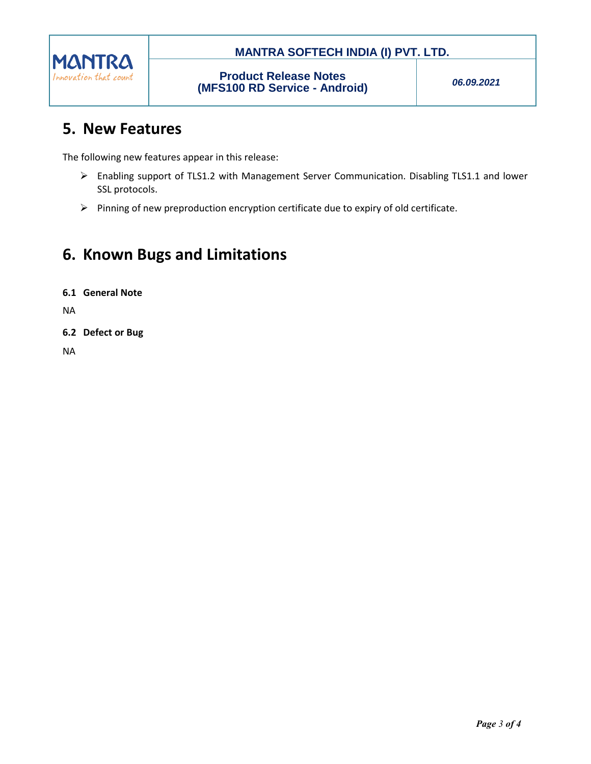# 5. New Features

The following new features appear in this release:

- Enabling support of TLS1.2 with Management Server Communication. Disabling TLS1.1 and lower SSL protocols.
- Pinning of new preproduction encryption certificate due to expiry of old certificate.

# 6. Known Bugs and Limitations

### 6.1 General Note

NA

### 6.2 Defect or Bug

NA